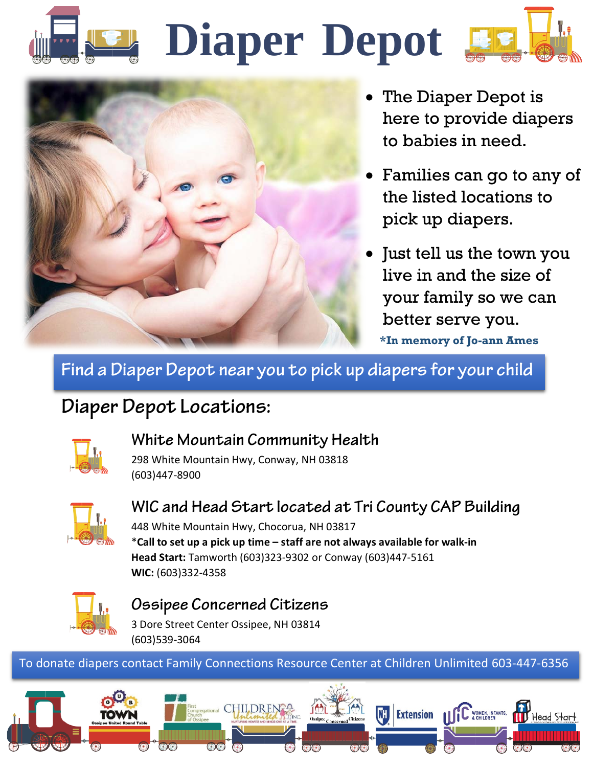# Diaper Depot

- The Diaper Depot is here to provide diapers to babies in need.
- Families can go to any of the listed locations to pick up diapers.
- Just tell us the town you live in and the size of your family so we can better serve you.

***In memory of Jo-ann Ames**

**Find a Diaper Depot near you to pick up diapers for your child**

## Diaper Depot Locations:

### White Mountain Community Health

298 White Mountain Hwy, Conway, NH 03818
(603)447-8900

### WIC and Head Start located at Tri County CAP Building

448 White Mountain Hwy, Chocorua, NH 03817
***Call to set up a pick up time – staff are not always available for walk-in**
**Head Start:** Tamworth (603)323-9302 or Conway (603)447-5161
**WIC:** (603)332-4358

### Ossipee Concerned Citizens

3 Dore Street Center Ossipee, NH 03814
(603)539-3064

To donate diapers contact Family Connections Resource Center at Children Unlimited 603-447-6356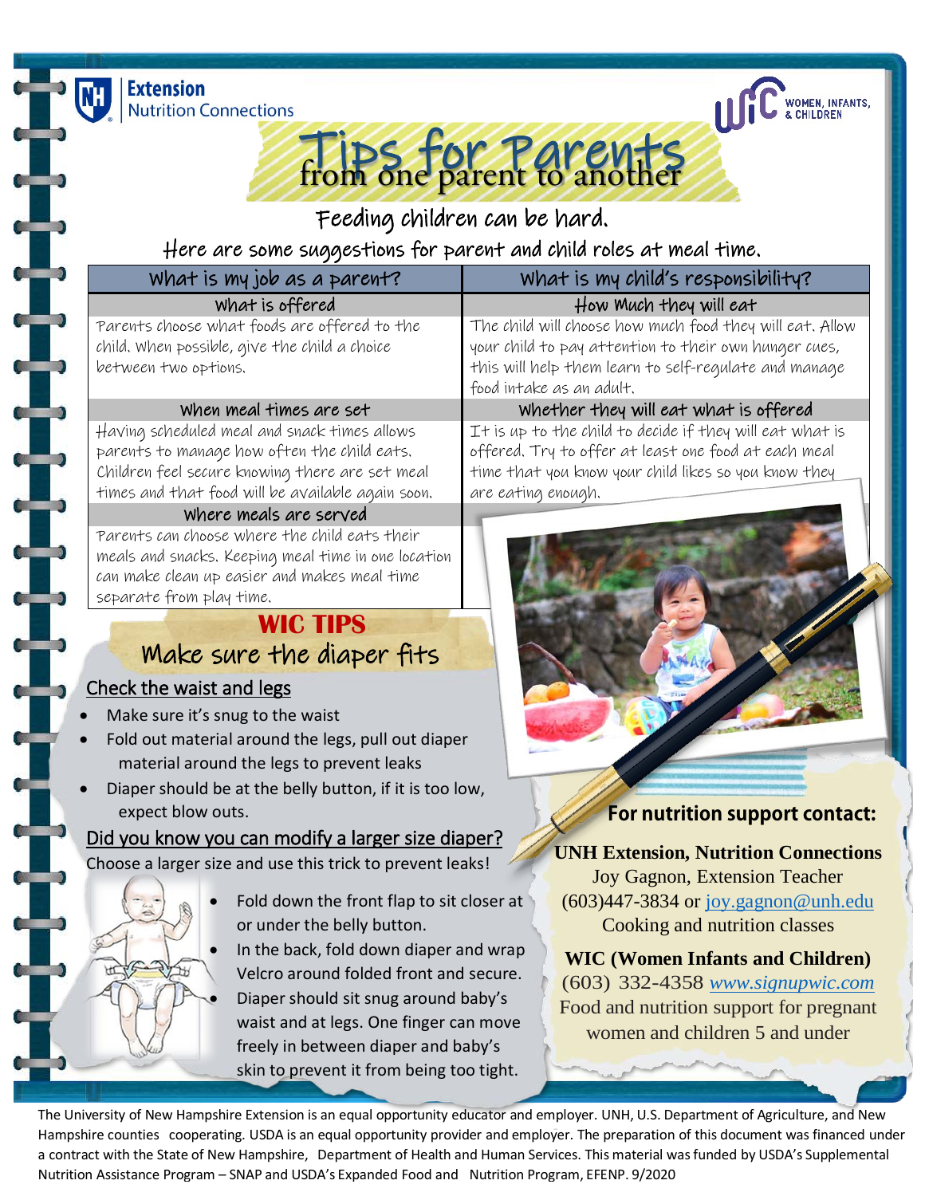Extension
Nutrition Connections

WIC WOMEN, INFANTS, & CHILDREN

# Tips for Parents
## from one parent to another

Feeding children can be hard.

Here are some suggestions for parent and child roles at meal time.

| What is my job as a parent? | What is my child's responsibility? |
|---|---|
| **What is offered** | **How much they will eat** |
| Parents choose what foods are offered to the child. When possible, give the child a choice between two options. | The child will choose how much food they will eat. Allow your child to pay attention to their own hunger cues, this will help them learn to self-regulate and manage food intake as an adult. |
| **When meal times are set** | **Whether they will eat what is offered** |
| Having scheduled meal and snack times allows parents to manage how often the child eats. Children feel secure knowing there are set meal times and that food will be available again soon. | It is up to the child to decide if they will eat what is offered. Try to offer at least one food at each meal time that you know your child likes so you know they are eating enough. |
| **Where meals are served** | |
| Parents can choose where the child eats their meals and snacks. Keeping meal time in one location can make clean up easier and makes meal time separate from play time. | |

## WIC TIPS
### Make sure the diaper fits

**Check the waist and legs**

- Make sure it's snug to the waist
- Fold out material around the legs, pull out diaper material around the legs to prevent leaks
- Diaper should be at the belly button, if it is too low, expect blow outs.

**Did you know you can modify a larger size diaper?**

Choose a larger size and use this trick to prevent leaks!

- Fold down the front flap to sit closer at or under the belly button.
- In the back, fold down diaper and wrap Velcro around folded front and secure.
- Diaper should sit snug around baby's waist and at legs. One finger can move freely in between diaper and baby's skin to prevent it from being too tight.

**For nutrition support contact:**

**UNH Extension, Nutrition Connections**
Joy Gagnon, Extension Teacher
(603)447-3834 or joy.gagnon@unh.edu
Cooking and nutrition classes

**WIC (Women Infants and Children)**
(603) 332-4358 www.signupwic.com
Food and nutrition support for pregnant women and children 5 and under

The University of New Hampshire Extension is an equal opportunity educator and employer. UNH, U.S. Department of Agriculture, and New Hampshire counties cooperating. USDA is an equal opportunity provider and employer. The preparation of this document was financed under a contract with the State of New Hampshire, Department of Health and Human Services. This material was funded by USDA's Supplemental Nutrition Assistance Program – SNAP and USDA's Expanded Food and Nutrition Program, EFENP. 9/2020